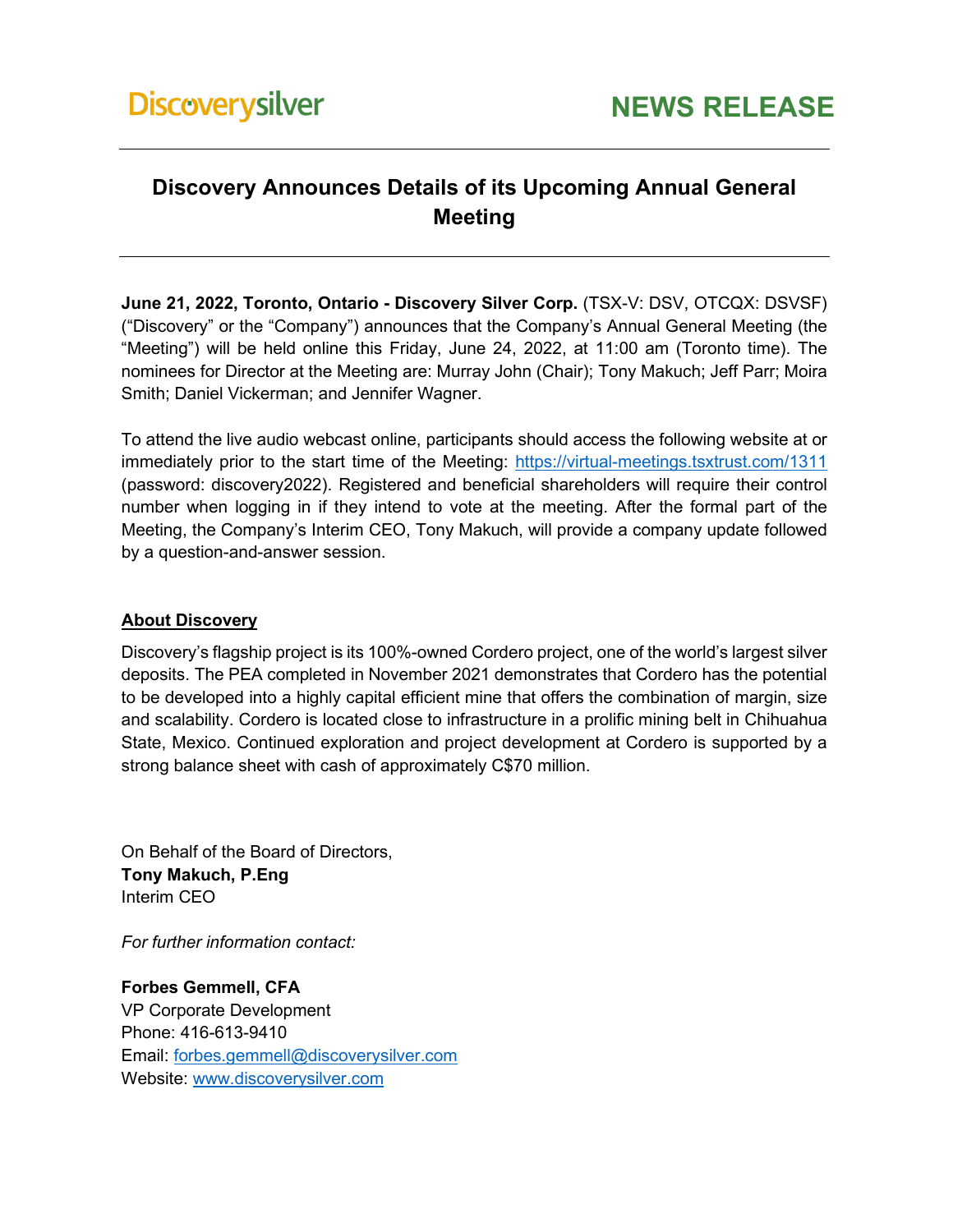Discoverysilver **NEWS RELEASE**

# Discovery Announces Details of its Upcoming Annual General Meeting

**June 21, 2022, Toronto, Ontario - Discovery Silver Corp.** (TSX-V: DSV, OTCQX: DSVSF) ("Discovery" or the "Company") announces that the Company's Annual General Meeting (the "Meeting") will be held online this Friday, June 24, 2022, at 11:00 am (Toronto time). The nominees for Director at the Meeting are: Murray John (Chair); Tony Makuch; Jeff Parr; Moira Smith; Daniel Vickerman; and Jennifer Wagner.

To attend the live audio webcast online, participants should access the following website at or immediately prior to the start time of the Meeting: https://virtual-meetings.tsxtrust.com/1311 (password: discovery2022). Registered and beneficial shareholders will require their control number when logging in if they intend to vote at the meeting. After the formal part of the Meeting, the Company's Interim CEO, Tony Makuch, will provide a company update followed by a question-and-answer session.

## About Discovery

Discovery's flagship project is its 100%-owned Cordero project, one of the world's largest silver deposits. The PEA completed in November 2021 demonstrates that Cordero has the potential to be developed into a highly capital efficient mine that offers the combination of margin, size and scalability. Cordero is located close to infrastructure in a prolific mining belt in Chihuahua State, Mexico. Continued exploration and project development at Cordero is supported by a strong balance sheet with cash of approximately C$70 million.

On Behalf of the Board of Directors,
**Tony Makuch, P.Eng**
Interim CEO

*For further information contact:*

**Forbes Gemmell, CFA**
VP Corporate Development
Phone: 416-613-9410
Email: forbes.gemmell@discoverysilver.com
Website: www.discoverysilver.com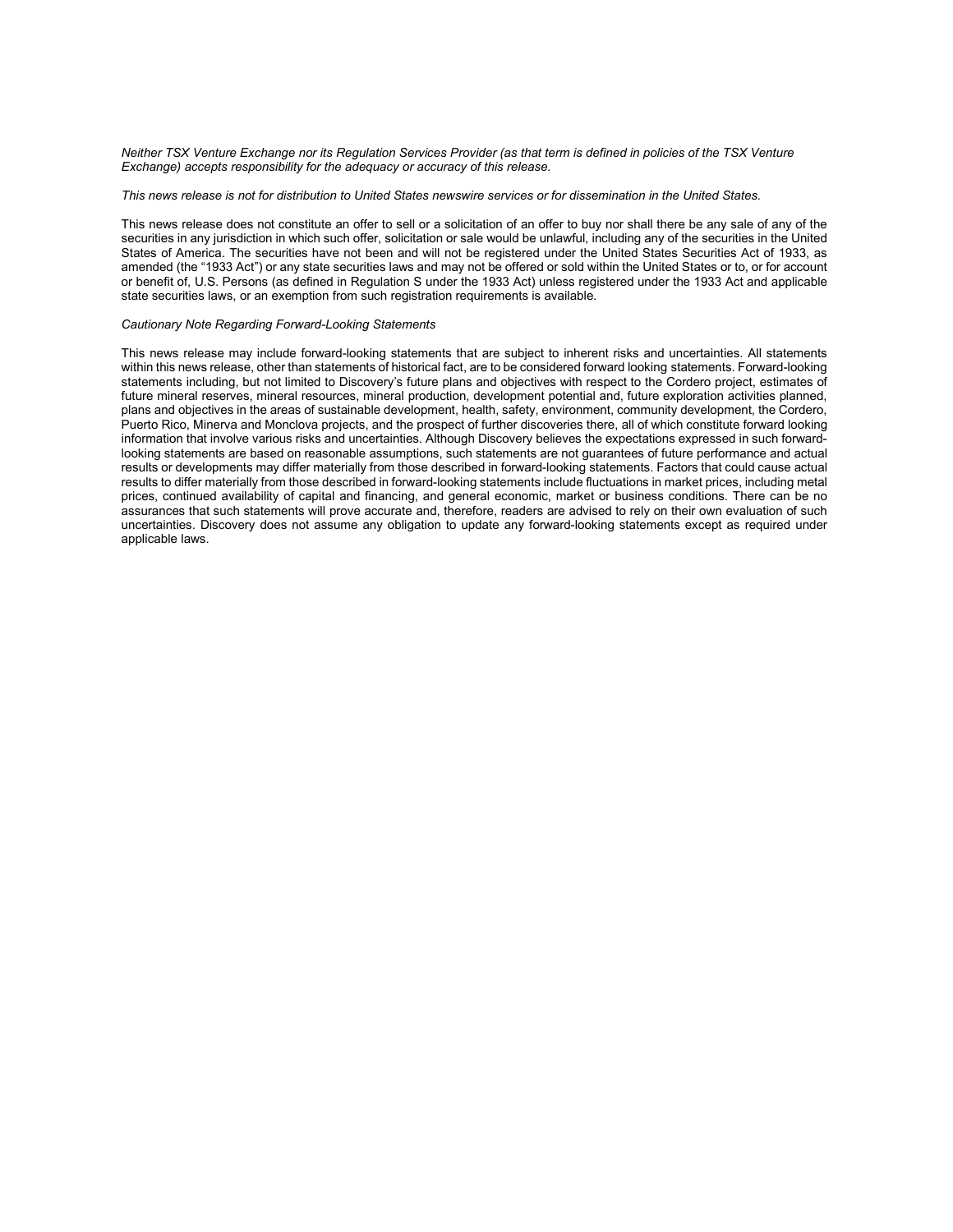*Neither TSX Venture Exchange nor its Regulation Services Provider (as that term is defined in policies of the TSX Venture Exchange) accepts responsibility for the adequacy or accuracy of this release.*

*This news release is not for distribution to United States newswire services or for dissemination in the United States.*

This news release does not constitute an offer to sell or a solicitation of an offer to buy nor shall there be any sale of any of the securities in any jurisdiction in which such offer, solicitation or sale would be unlawful, including any of the securities in the United States of America. The securities have not been and will not be registered under the United States Securities Act of 1933, as amended (the "1933 Act") or any state securities laws and may not be offered or sold within the United States or to, or for account or benefit of, U.S. Persons (as defined in Regulation S under the 1933 Act) unless registered under the 1933 Act and applicable state securities laws, or an exemption from such registration requirements is available.

*Cautionary Note Regarding Forward-Looking Statements*

This news release may include forward-looking statements that are subject to inherent risks and uncertainties. All statements within this news release, other than statements of historical fact, are to be considered forward looking statements. Forward-looking statements including, but not limited to Discovery's future plans and objectives with respect to the Cordero project, estimates of future mineral reserves, mineral resources, mineral production, development potential and, future exploration activities planned, plans and objectives in the areas of sustainable development, health, safety, environment, community development, the Cordero, Puerto Rico, Minerva and Monclova projects, and the prospect of further discoveries there, all of which constitute forward looking information that involve various risks and uncertainties. Although Discovery believes the expectations expressed in such forward-looking statements are based on reasonable assumptions, such statements are not guarantees of future performance and actual results or developments may differ materially from those described in forward-looking statements. Factors that could cause actual results to differ materially from those described in forward-looking statements include fluctuations in market prices, including metal prices, continued availability of capital and financing, and general economic, market or business conditions. There can be no assurances that such statements will prove accurate and, therefore, readers are advised to rely on their own evaluation of such uncertainties. Discovery does not assume any obligation to update any forward-looking statements except as required under applicable laws.